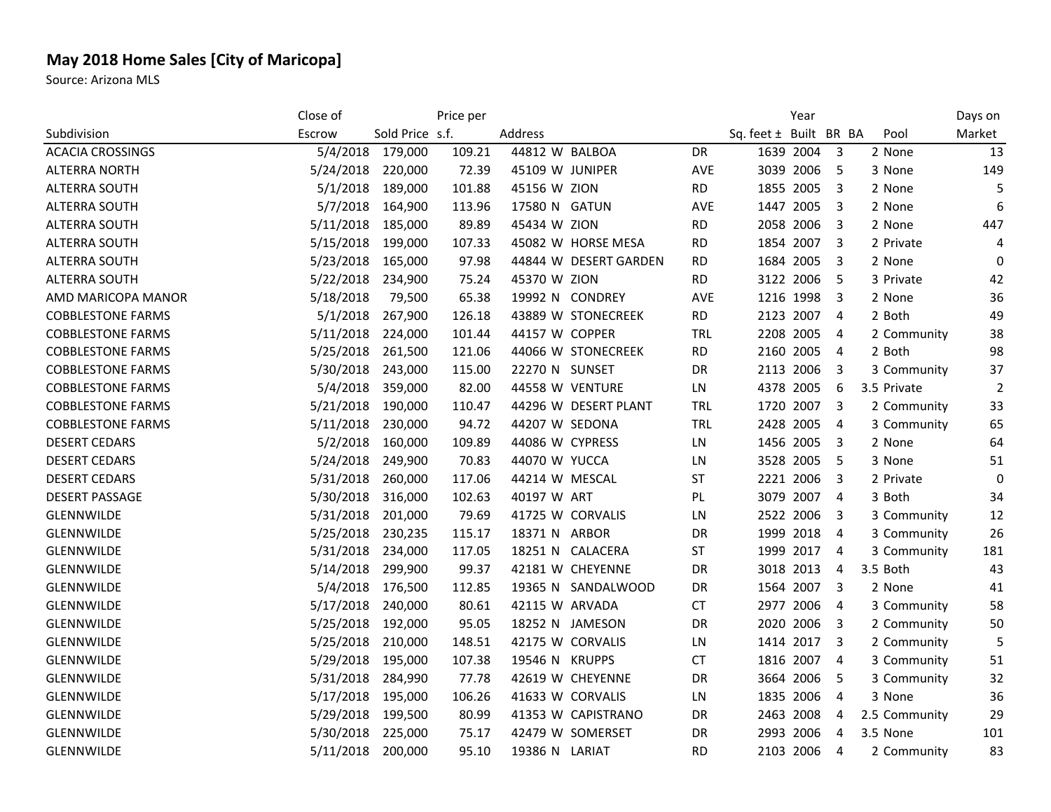## May 2018 Home Sales [City of Maricopa]

Source: Arizona MLS

| Subdivision | Close of Escrow | Sold Price | Price per s.f. | Address | | | | Sq. feet ± | Year Built | BR | BA | Pool | Days on Market |
|---|---|---|---|---|---|---|---|---|---|---|---|---|---|
| ACACIA CROSSINGS | 5/4/2018 | 179,000 | 109.21 | 44812 | W | BALBOA | DR | 1639 | 2004 | 3 | 2 | None | 13 |
| ALTERRA NORTH | 5/24/2018 | 220,000 | 72.39 | 45109 | W | JUNIPER | AVE | 3039 | 2006 | 5 | 3 | None | 149 |
| ALTERRA SOUTH | 5/1/2018 | 189,000 | 101.88 | 45156 | W | ZION | RD | 1855 | 2005 | 3 | 2 | None | 5 |
| ALTERRA SOUTH | 5/7/2018 | 164,900 | 113.96 | 17580 | N | GATUN | AVE | 1447 | 2005 | 3 | 2 | None | 6 |
| ALTERRA SOUTH | 5/11/2018 | 185,000 | 89.89 | 45434 | W | ZION | RD | 2058 | 2006 | 3 | 2 | None | 447 |
| ALTERRA SOUTH | 5/15/2018 | 199,000 | 107.33 | 45082 | W | HORSE MESA | RD | 1854 | 2007 | 3 | 2 | Private | 4 |
| ALTERRA SOUTH | 5/23/2018 | 165,000 | 97.98 | 44844 | W | DESERT GARDEN | RD | 1684 | 2005 | 3 | 2 | None | 0 |
| ALTERRA SOUTH | 5/22/2018 | 234,900 | 75.24 | 45370 | W | ZION | RD | 3122 | 2006 | 5 | 3 | Private | 42 |
| AMD MARICOPA MANOR | 5/18/2018 | 79,500 | 65.38 | 19992 | N | CONDREY | AVE | 1216 | 1998 | 3 | 2 | None | 36 |
| COBBLESTONE FARMS | 5/1/2018 | 267,900 | 126.18 | 43889 | W | STONECREEK | RD | 2123 | 2007 | 4 | 2 | Both | 49 |
| COBBLESTONE FARMS | 5/11/2018 | 224,000 | 101.44 | 44157 | W | COPPER | TRL | 2208 | 2005 | 4 | 2 | Community | 38 |
| COBBLESTONE FARMS | 5/25/2018 | 261,500 | 121.06 | 44066 | W | STONECREEK | RD | 2160 | 2005 | 4 | 2 | Both | 98 |
| COBBLESTONE FARMS | 5/30/2018 | 243,000 | 115.00 | 22270 | N | SUNSET | DR | 2113 | 2006 | 3 | 3 | Community | 37 |
| COBBLESTONE FARMS | 5/4/2018 | 359,000 | 82.00 | 44558 | W | VENTURE | LN | 4378 | 2005 | 6 | 3.5 | Private | 2 |
| COBBLESTONE FARMS | 5/21/2018 | 190,000 | 110.47 | 44296 | W | DESERT PLANT | TRL | 1720 | 2007 | 3 | 2 | Community | 33 |
| COBBLESTONE FARMS | 5/11/2018 | 230,000 | 94.72 | 44207 | W | SEDONA | TRL | 2428 | 2005 | 4 | 3 | Community | 65 |
| DESERT CEDARS | 5/2/2018 | 160,000 | 109.89 | 44086 | W | CYPRESS | LN | 1456 | 2005 | 3 | 2 | None | 64 |
| DESERT CEDARS | 5/24/2018 | 249,900 | 70.83 | 44070 | W | YUCCA | LN | 3528 | 2005 | 5 | 3 | None | 51 |
| DESERT CEDARS | 5/31/2018 | 260,000 | 117.06 | 44214 | W | MESCAL | ST | 2221 | 2006 | 3 | 2 | Private | 0 |
| DESERT PASSAGE | 5/30/2018 | 316,000 | 102.63 | 40197 | W | ART | PL | 3079 | 2007 | 4 | 3 | Both | 34 |
| GLENNWILDE | 5/31/2018 | 201,000 | 79.69 | 41725 | W | CORVALIS | LN | 2522 | 2006 | 3 | 3 | Community | 12 |
| GLENNWILDE | 5/25/2018 | 230,235 | 115.17 | 18371 | N | ARBOR | DR | 1999 | 2018 | 4 | 3 | Community | 26 |
| GLENNWILDE | 5/31/2018 | 234,000 | 117.05 | 18251 | N | CALACERA | ST | 1999 | 2017 | 4 | 3 | Community | 181 |
| GLENNWILDE | 5/14/2018 | 299,900 | 99.37 | 42181 | W | CHEYENNE | DR | 3018 | 2013 | 4 | 3.5 | Both | 43 |
| GLENNWILDE | 5/4/2018 | 176,500 | 112.85 | 19365 | N | SANDALWOOD | DR | 1564 | 2007 | 3 | 2 | None | 41 |
| GLENNWILDE | 5/17/2018 | 240,000 | 80.61 | 42115 | W | ARVADA | CT | 2977 | 2006 | 4 | 3 | Community | 58 |
| GLENNWILDE | 5/25/2018 | 192,000 | 95.05 | 18252 | N | JAMESON | DR | 2020 | 2006 | 3 | 2 | Community | 50 |
| GLENNWILDE | 5/25/2018 | 210,000 | 148.51 | 42175 | W | CORVALIS | LN | 1414 | 2017 | 3 | 2 | Community | 5 |
| GLENNWILDE | 5/29/2018 | 195,000 | 107.38 | 19546 | N | KRUPPS | CT | 1816 | 2007 | 4 | 3 | Community | 51 |
| GLENNWILDE | 5/31/2018 | 284,990 | 77.78 | 42619 | W | CHEYENNE | DR | 3664 | 2006 | 5 | 3 | Community | 32 |
| GLENNWILDE | 5/17/2018 | 195,000 | 106.26 | 41633 | W | CORVALIS | LN | 1835 | 2006 | 4 | 3 | None | 36 |
| GLENNWILDE | 5/29/2018 | 199,500 | 80.99 | 41353 | W | CAPISTRANO | DR | 2463 | 2008 | 4 | 2.5 | Community | 29 |
| GLENNWILDE | 5/30/2018 | 225,000 | 75.17 | 42479 | W | SOMERSET | DR | 2993 | 2006 | 4 | 3.5 | None | 101 |
| GLENNWILDE | 5/11/2018 | 200,000 | 95.10 | 19386 | N | LARIAT | RD | 2103 | 2006 | 4 | 2 | Community | 83 |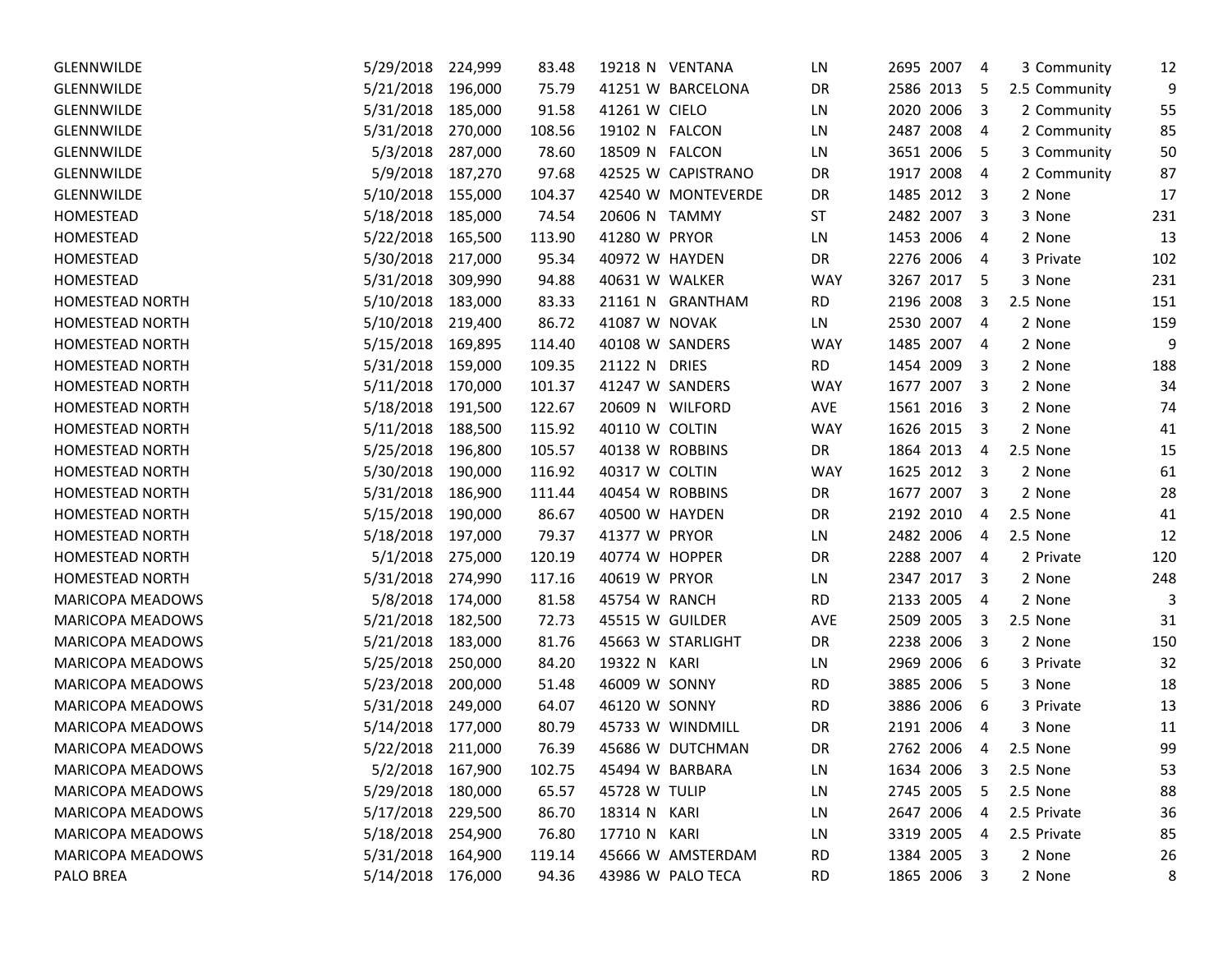| | | | | | | | | | | | | |
|---|---|---|---|---|---|---|---|---|---|---|---|---|
| GLENNWILDE | 5/29/2018 | 224,999 | 83.48 | 19218 N | VENTANA | LN | 2695 | 2007 | 4 | 3 | Community | 12 |
| GLENNWILDE | 5/21/2018 | 196,000 | 75.79 | 41251 W | BARCELONA | DR | 2586 | 2013 | 5 | 2.5 | Community | 9 |
| GLENNWILDE | 5/31/2018 | 185,000 | 91.58 | 41261 W | CIELO | LN | 2020 | 2006 | 3 | 2 | Community | 55 |
| GLENNWILDE | 5/31/2018 | 270,000 | 108.56 | 19102 N | FALCON | LN | 2487 | 2008 | 4 | 2 | Community | 85 |
| GLENNWILDE | 5/3/2018 | 287,000 | 78.60 | 18509 N | FALCON | LN | 3651 | 2006 | 5 | 3 | Community | 50 |
| GLENNWILDE | 5/9/2018 | 187,270 | 97.68 | 42525 W | CAPISTRANO | DR | 1917 | 2008 | 4 | 2 | Community | 87 |
| GLENNWILDE | 5/10/2018 | 155,000 | 104.37 | 42540 W | MONTEVERDE | DR | 1485 | 2012 | 3 | 2 | None | 17 |
| HOMESTEAD | 5/18/2018 | 185,000 | 74.54 | 20606 N | TAMMY | ST | 2482 | 2007 | 3 | 3 | None | 231 |
| HOMESTEAD | 5/22/2018 | 165,500 | 113.90 | 41280 W | PRYOR | LN | 1453 | 2006 | 4 | 2 | None | 13 |
| HOMESTEAD | 5/30/2018 | 217,000 | 95.34 | 40972 W | HAYDEN | DR | 2276 | 2006 | 4 | 3 | Private | 102 |
| HOMESTEAD | 5/31/2018 | 309,990 | 94.88 | 40631 W | WALKER | WAY | 3267 | 2017 | 5 | 3 | None | 231 |
| HOMESTEAD NORTH | 5/10/2018 | 183,000 | 83.33 | 21161 N | GRANTHAM | RD | 2196 | 2008 | 3 | 2.5 | None | 151 |
| HOMESTEAD NORTH | 5/10/2018 | 219,400 | 86.72 | 41087 W | NOVAK | LN | 2530 | 2007 | 4 | 2 | None | 159 |
| HOMESTEAD NORTH | 5/15/2018 | 169,895 | 114.40 | 40108 W | SANDERS | WAY | 1485 | 2007 | 4 | 2 | None | 9 |
| HOMESTEAD NORTH | 5/31/2018 | 159,000 | 109.35 | 21122 N | DRIES | RD | 1454 | 2009 | 3 | 2 | None | 188 |
| HOMESTEAD NORTH | 5/11/2018 | 170,000 | 101.37 | 41247 W | SANDERS | WAY | 1677 | 2007 | 3 | 2 | None | 34 |
| HOMESTEAD NORTH | 5/18/2018 | 191,500 | 122.67 | 20609 N | WILFORD | AVE | 1561 | 2016 | 3 | 2 | None | 74 |
| HOMESTEAD NORTH | 5/11/2018 | 188,500 | 115.92 | 40110 W | COLTIN | WAY | 1626 | 2015 | 3 | 2 | None | 41 |
| HOMESTEAD NORTH | 5/25/2018 | 196,800 | 105.57 | 40138 W | ROBBINS | DR | 1864 | 2013 | 4 | 2.5 | None | 15 |
| HOMESTEAD NORTH | 5/30/2018 | 190,000 | 116.92 | 40317 W | COLTIN | WAY | 1625 | 2012 | 3 | 2 | None | 61 |
| HOMESTEAD NORTH | 5/31/2018 | 186,900 | 111.44 | 40454 W | ROBBINS | DR | 1677 | 2007 | 3 | 2 | None | 28 |
| HOMESTEAD NORTH | 5/15/2018 | 190,000 | 86.67 | 40500 W | HAYDEN | DR | 2192 | 2010 | 4 | 2.5 | None | 41 |
| HOMESTEAD NORTH | 5/18/2018 | 197,000 | 79.37 | 41377 W | PRYOR | LN | 2482 | 2006 | 4 | 2.5 | None | 12 |
| HOMESTEAD NORTH | 5/1/2018 | 275,000 | 120.19 | 40774 W | HOPPER | DR | 2288 | 2007 | 4 | 2 | Private | 120 |
| HOMESTEAD NORTH | 5/31/2018 | 274,990 | 117.16 | 40619 W | PRYOR | LN | 2347 | 2017 | 3 | 2 | None | 248 |
| MARICOPA MEADOWS | 5/8/2018 | 174,000 | 81.58 | 45754 W | RANCH | RD | 2133 | 2005 | 4 | 2 | None | 3 |
| MARICOPA MEADOWS | 5/21/2018 | 182,500 | 72.73 | 45515 W | GUILDER | AVE | 2509 | 2005 | 3 | 2.5 | None | 31 |
| MARICOPA MEADOWS | 5/21/2018 | 183,000 | 81.76 | 45663 W | STARLIGHT | DR | 2238 | 2006 | 3 | 2 | None | 150 |
| MARICOPA MEADOWS | 5/25/2018 | 250,000 | 84.20 | 19322 N | KARI | LN | 2969 | 2006 | 6 | 3 | Private | 32 |
| MARICOPA MEADOWS | 5/23/2018 | 200,000 | 51.48 | 46009 W | SONNY | RD | 3885 | 2006 | 5 | 3 | None | 18 |
| MARICOPA MEADOWS | 5/31/2018 | 249,000 | 64.07 | 46120 W | SONNY | RD | 3886 | 2006 | 6 | 3 | Private | 13 |
| MARICOPA MEADOWS | 5/14/2018 | 177,000 | 80.79 | 45733 W | WINDMILL | DR | 2191 | 2006 | 4 | 3 | None | 11 |
| MARICOPA MEADOWS | 5/22/2018 | 211,000 | 76.39 | 45686 W | DUTCHMAN | DR | 2762 | 2006 | 4 | 2.5 | None | 99 |
| MARICOPA MEADOWS | 5/2/2018 | 167,900 | 102.75 | 45494 W | BARBARA | LN | 1634 | 2006 | 3 | 2.5 | None | 53 |
| MARICOPA MEADOWS | 5/29/2018 | 180,000 | 65.57 | 45728 W | TULIP | LN | 2745 | 2005 | 5 | 2.5 | None | 88 |
| MARICOPA MEADOWS | 5/17/2018 | 229,500 | 86.70 | 18314 N | KARI | LN | 2647 | 2006 | 4 | 2.5 | Private | 36 |
| MARICOPA MEADOWS | 5/18/2018 | 254,900 | 76.80 | 17710 N | KARI | LN | 3319 | 2005 | 4 | 2.5 | Private | 85 |
| MARICOPA MEADOWS | 5/31/2018 | 164,900 | 119.14 | 45666 W | AMSTERDAM | RD | 1384 | 2005 | 3 | 2 | None | 26 |
| PALO BREA | 5/14/2018 | 176,000 | 94.36 | 43986 W | PALO TECA | RD | 1865 | 2006 | 3 | 2 | None | 8 |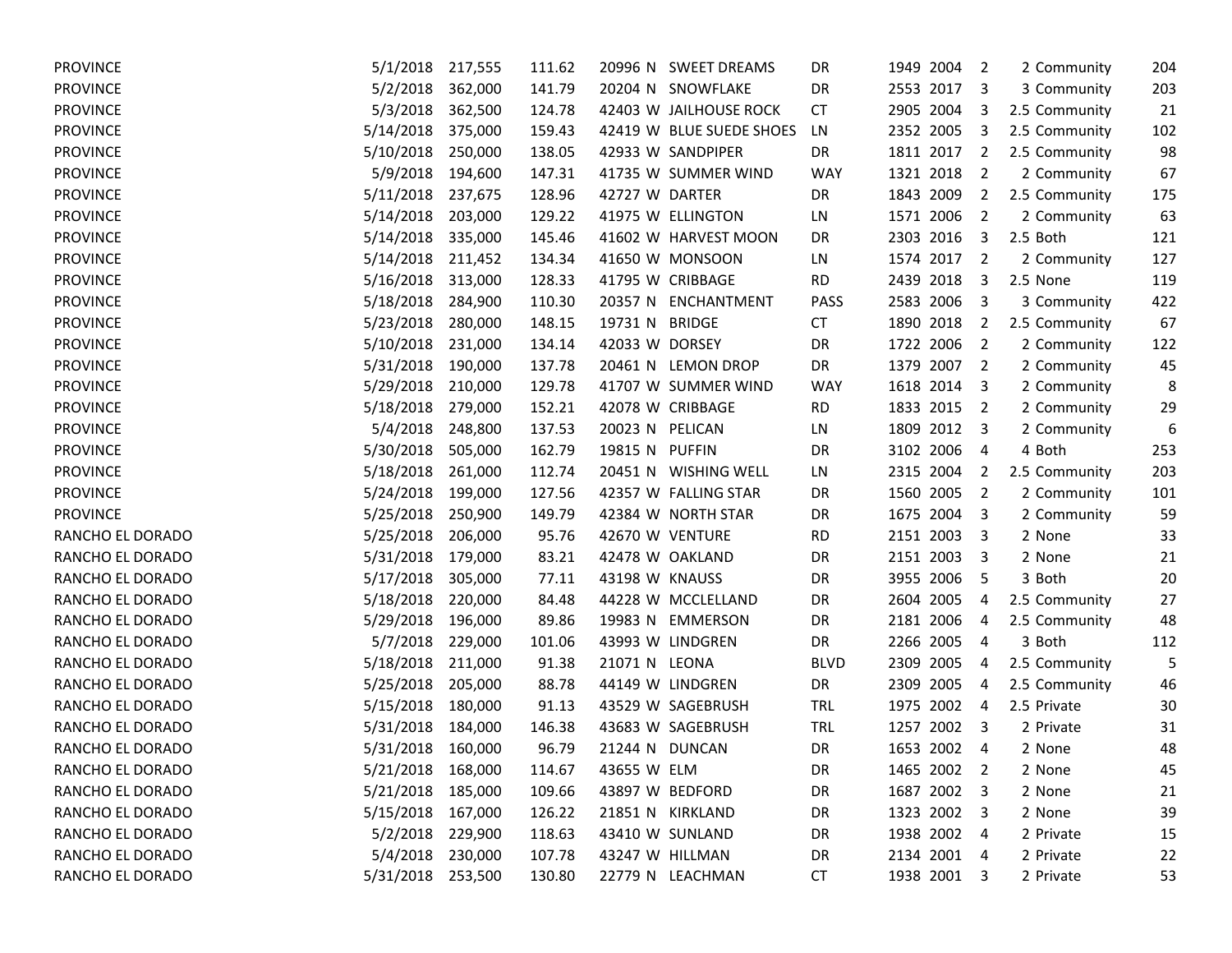| | | | | | | | | | | | | |
|---|---|---|---|---|---|---|---|---|---|---|---|---|
| PROVINCE | 5/1/2018 | 217,555 | 111.62 | 20996 N | SWEET DREAMS | DR | 1949 | 2004 | 2 | 2 | Community | 204 |
| PROVINCE | 5/2/2018 | 362,000 | 141.79 | 20204 N | SNOWFLAKE | DR | 2553 | 2017 | 3 | 3 | Community | 203 |
| PROVINCE | 5/3/2018 | 362,500 | 124.78 | 42403 W | JAILHOUSE ROCK | CT | 2905 | 2004 | 3 | 2.5 | Community | 21 |
| PROVINCE | 5/14/2018 | 375,000 | 159.43 | 42419 W | BLUE SUEDE SHOES | LN | 2352 | 2005 | 3 | 2.5 | Community | 102 |
| PROVINCE | 5/10/2018 | 250,000 | 138.05 | 42933 W | SANDPIPER | DR | 1811 | 2017 | 2 | 2.5 | Community | 98 |
| PROVINCE | 5/9/2018 | 194,600 | 147.31 | 41735 W | SUMMER WIND | WAY | 1321 | 2018 | 2 | 2 | Community | 67 |
| PROVINCE | 5/11/2018 | 237,675 | 128.96 | 42727 W | DARTER | DR | 1843 | 2009 | 2 | 2.5 | Community | 175 |
| PROVINCE | 5/14/2018 | 203,000 | 129.22 | 41975 W | ELLINGTON | LN | 1571 | 2006 | 2 | 2 | Community | 63 |
| PROVINCE | 5/14/2018 | 335,000 | 145.46 | 41602 W | HARVEST MOON | DR | 2303 | 2016 | 3 | 2.5 | Both | 121 |
| PROVINCE | 5/14/2018 | 211,452 | 134.34 | 41650 W | MONSOON | LN | 1574 | 2017 | 2 | 2 | Community | 127 |
| PROVINCE | 5/16/2018 | 313,000 | 128.33 | 41795 W | CRIBBAGE | RD | 2439 | 2018 | 3 | 2.5 | None | 119 |
| PROVINCE | 5/18/2018 | 284,900 | 110.30 | 20357 N | ENCHANTMENT | PASS | 2583 | 2006 | 3 | 3 | Community | 422 |
| PROVINCE | 5/23/2018 | 280,000 | 148.15 | 19731 N | BRIDGE | CT | 1890 | 2018 | 2 | 2.5 | Community | 67 |
| PROVINCE | 5/10/2018 | 231,000 | 134.14 | 42033 W | DORSEY | DR | 1722 | 2006 | 2 | 2 | Community | 122 |
| PROVINCE | 5/31/2018 | 190,000 | 137.78 | 20461 N | LEMON DROP | DR | 1379 | 2007 | 2 | 2 | Community | 45 |
| PROVINCE | 5/29/2018 | 210,000 | 129.78 | 41707 W | SUMMER WIND | WAY | 1618 | 2014 | 3 | 2 | Community | 8 |
| PROVINCE | 5/18/2018 | 279,000 | 152.21 | 42078 W | CRIBBAGE | RD | 1833 | 2015 | 2 | 2 | Community | 29 |
| PROVINCE | 5/4/2018 | 248,800 | 137.53 | 20023 N | PELICAN | LN | 1809 | 2012 | 3 | 2 | Community | 6 |
| PROVINCE | 5/30/2018 | 505,000 | 162.79 | 19815 N | PUFFIN | DR | 3102 | 2006 | 4 | 4 | Both | 253 |
| PROVINCE | 5/18/2018 | 261,000 | 112.74 | 20451 N | WISHING WELL | LN | 2315 | 2004 | 2 | 2.5 | Community | 203 |
| PROVINCE | 5/24/2018 | 199,000 | 127.56 | 42357 W | FALLING STAR | DR | 1560 | 2005 | 2 | 2 | Community | 101 |
| PROVINCE | 5/25/2018 | 250,900 | 149.79 | 42384 W | NORTH STAR | DR | 1675 | 2004 | 3 | 2 | Community | 59 |
| RANCHO EL DORADO | 5/25/2018 | 206,000 | 95.76 | 42670 W | VENTURE | RD | 2151 | 2003 | 3 | 2 | None | 33 |
| RANCHO EL DORADO | 5/31/2018 | 179,000 | 83.21 | 42478 W | OAKLAND | DR | 2151 | 2003 | 3 | 2 | None | 21 |
| RANCHO EL DORADO | 5/17/2018 | 305,000 | 77.11 | 43198 W | KNAUSS | DR | 3955 | 2006 | 5 | 3 | Both | 20 |
| RANCHO EL DORADO | 5/18/2018 | 220,000 | 84.48 | 44228 W | MCCLELLAND | DR | 2604 | 2005 | 4 | 2.5 | Community | 27 |
| RANCHO EL DORADO | 5/29/2018 | 196,000 | 89.86 | 19983 N | EMMERSON | DR | 2181 | 2006 | 4 | 2.5 | Community | 48 |
| RANCHO EL DORADO | 5/7/2018 | 229,000 | 101.06 | 43993 W | LINDGREN | DR | 2266 | 2005 | 4 | 3 | Both | 112 |
| RANCHO EL DORADO | 5/18/2018 | 211,000 | 91.38 | 21071 N | LEONA | BLVD | 2309 | 2005 | 4 | 2.5 | Community | 5 |
| RANCHO EL DORADO | 5/25/2018 | 205,000 | 88.78 | 44149 W | LINDGREN | DR | 2309 | 2005 | 4 | 2.5 | Community | 46 |
| RANCHO EL DORADO | 5/15/2018 | 180,000 | 91.13 | 43529 W | SAGEBRUSH | TRL | 1975 | 2002 | 4 | 2.5 | Private | 30 |
| RANCHO EL DORADO | 5/31/2018 | 184,000 | 146.38 | 43683 W | SAGEBRUSH | TRL | 1257 | 2002 | 3 | 2 | Private | 31 |
| RANCHO EL DORADO | 5/31/2018 | 160,000 | 96.79 | 21244 N | DUNCAN | DR | 1653 | 2002 | 4 | 2 | None | 48 |
| RANCHO EL DORADO | 5/21/2018 | 168,000 | 114.67 | 43655 W | ELM | DR | 1465 | 2002 | 2 | 2 | None | 45 |
| RANCHO EL DORADO | 5/21/2018 | 185,000 | 109.66 | 43897 W | BEDFORD | DR | 1687 | 2002 | 3 | 2 | None | 21 |
| RANCHO EL DORADO | 5/15/2018 | 167,000 | 126.22 | 21851 N | KIRKLAND | DR | 1323 | 2002 | 3 | 2 | None | 39 |
| RANCHO EL DORADO | 5/2/2018 | 229,900 | 118.63 | 43410 W | SUNLAND | DR | 1938 | 2002 | 4 | 2 | Private | 15 |
| RANCHO EL DORADO | 5/4/2018 | 230,000 | 107.78 | 43247 W | HILLMAN | DR | 2134 | 2001 | 4 | 2 | Private | 22 |
| RANCHO EL DORADO | 5/31/2018 | 253,500 | 130.80 | 22779 N | LEACHMAN | CT | 1938 | 2001 | 3 | 2 | Private | 53 |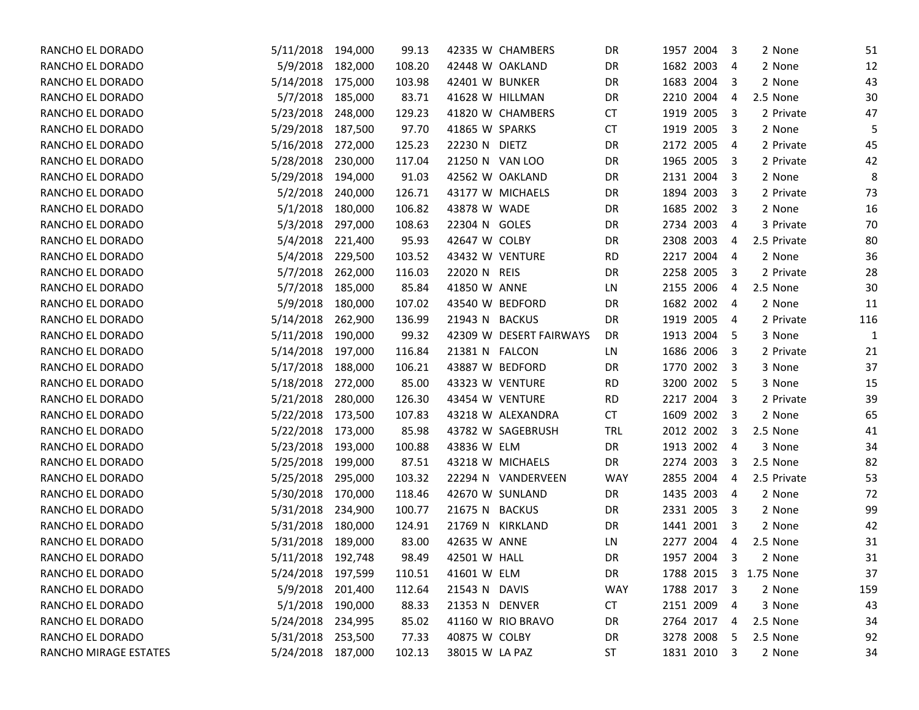| | | | | | | | | | | | | | |
|---|---|---|---|---|---|---|---|---|---|---|---|---|---|
| RANCHO EL DORADO | 5/11/2018 | 194,000 | 99.13 | 42335 | W | CHAMBERS | DR | 1957 | 2004 | 3 | 2 | None | 51 |
| RANCHO EL DORADO | 5/9/2018 | 182,000 | 108.20 | 42448 | W | OAKLAND | DR | 1682 | 2003 | 4 | 2 | None | 12 |
| RANCHO EL DORADO | 5/14/2018 | 175,000 | 103.98 | 42401 | W | BUNKER | DR | 1683 | 2004 | 3 | 2 | None | 43 |
| RANCHO EL DORADO | 5/7/2018 | 185,000 | 83.71 | 41628 | W | HILLMAN | DR | 2210 | 2004 | 4 | 2.5 | None | 30 |
| RANCHO EL DORADO | 5/23/2018 | 248,000 | 129.23 | 41820 | W | CHAMBERS | CT | 1919 | 2005 | 3 | 2 | Private | 47 |
| RANCHO EL DORADO | 5/29/2018 | 187,500 | 97.70 | 41865 | W | SPARKS | CT | 1919 | 2005 | 3 | 2 | None | 5 |
| RANCHO EL DORADO | 5/16/2018 | 272,000 | 125.23 | 22230 | N | DIETZ | DR | 2172 | 2005 | 4 | 2 | Private | 45 |
| RANCHO EL DORADO | 5/28/2018 | 230,000 | 117.04 | 21250 | N | VAN LOO | DR | 1965 | 2005 | 3 | 2 | Private | 42 |
| RANCHO EL DORADO | 5/29/2018 | 194,000 | 91.03 | 42562 | W | OAKLAND | DR | 2131 | 2004 | 3 | 2 | None | 8 |
| RANCHO EL DORADO | 5/2/2018 | 240,000 | 126.71 | 43177 | W | MICHAELS | DR | 1894 | 2003 | 3 | 2 | Private | 73 |
| RANCHO EL DORADO | 5/1/2018 | 180,000 | 106.82 | 43878 | W | WADE | DR | 1685 | 2002 | 3 | 2 | None | 16 |
| RANCHO EL DORADO | 5/3/2018 | 297,000 | 108.63 | 22304 | N | GOLES | DR | 2734 | 2003 | 4 | 3 | Private | 70 |
| RANCHO EL DORADO | 5/4/2018 | 221,400 | 95.93 | 42647 | W | COLBY | DR | 2308 | 2003 | 4 | 2.5 | Private | 80 |
| RANCHO EL DORADO | 5/4/2018 | 229,500 | 103.52 | 43432 | W | VENTURE | RD | 2217 | 2004 | 4 | 2 | None | 36 |
| RANCHO EL DORADO | 5/7/2018 | 262,000 | 116.03 | 22020 | N | REIS | DR | 2258 | 2005 | 3 | 2 | Private | 28 |
| RANCHO EL DORADO | 5/7/2018 | 185,000 | 85.84 | 41850 | W | ANNE | LN | 2155 | 2006 | 4 | 2.5 | None | 30 |
| RANCHO EL DORADO | 5/9/2018 | 180,000 | 107.02 | 43540 | W | BEDFORD | DR | 1682 | 2002 | 4 | 2 | None | 11 |
| RANCHO EL DORADO | 5/14/2018 | 262,900 | 136.99 | 21943 | N | BACKUS | DR | 1919 | 2005 | 4 | 2 | Private | 116 |
| RANCHO EL DORADO | 5/11/2018 | 190,000 | 99.32 | 42309 | W | DESERT FAIRWAYS | DR | 1913 | 2004 | 5 | 3 | None | 1 |
| RANCHO EL DORADO | 5/14/2018 | 197,000 | 116.84 | 21381 | N | FALCON | LN | 1686 | 2006 | 3 | 2 | Private | 21 |
| RANCHO EL DORADO | 5/17/2018 | 188,000 | 106.21 | 43887 | W | BEDFORD | DR | 1770 | 2002 | 3 | 3 | None | 37 |
| RANCHO EL DORADO | 5/18/2018 | 272,000 | 85.00 | 43323 | W | VENTURE | RD | 3200 | 2002 | 5 | 3 | None | 15 |
| RANCHO EL DORADO | 5/21/2018 | 280,000 | 126.30 | 43454 | W | VENTURE | RD | 2217 | 2004 | 3 | 2 | Private | 39 |
| RANCHO EL DORADO | 5/22/2018 | 173,500 | 107.83 | 43218 | W | ALEXANDRA | CT | 1609 | 2002 | 3 | 2 | None | 65 |
| RANCHO EL DORADO | 5/22/2018 | 173,000 | 85.98 | 43782 | W | SAGEBRUSH | TRL | 2012 | 2002 | 3 | 2.5 | None | 41 |
| RANCHO EL DORADO | 5/23/2018 | 193,000 | 100.88 | 43836 | W | ELM | DR | 1913 | 2002 | 4 | 3 | None | 34 |
| RANCHO EL DORADO | 5/25/2018 | 199,000 | 87.51 | 43218 | W | MICHAELS | DR | 2274 | 2003 | 3 | 2.5 | None | 82 |
| RANCHO EL DORADO | 5/25/2018 | 295,000 | 103.32 | 22294 | N | VANDERVEEN | WAY | 2855 | 2004 | 4 | 2.5 | Private | 53 |
| RANCHO EL DORADO | 5/30/2018 | 170,000 | 118.46 | 42670 | W | SUNLAND | DR | 1435 | 2003 | 4 | 2 | None | 72 |
| RANCHO EL DORADO | 5/31/2018 | 234,900 | 100.77 | 21675 | N | BACKUS | DR | 2331 | 2005 | 3 | 2 | None | 99 |
| RANCHO EL DORADO | 5/31/2018 | 180,000 | 124.91 | 21769 | N | KIRKLAND | DR | 1441 | 2001 | 3 | 2 | None | 42 |
| RANCHO EL DORADO | 5/31/2018 | 189,000 | 83.00 | 42635 | W | ANNE | LN | 2277 | 2004 | 4 | 2.5 | None | 31 |
| RANCHO EL DORADO | 5/11/2018 | 192,748 | 98.49 | 42501 | W | HALL | DR | 1957 | 2004 | 3 | 2 | None | 31 |
| RANCHO EL DORADO | 5/24/2018 | 197,599 | 110.51 | 41601 | W | ELM | DR | 1788 | 2015 | 3 | 1.75 | None | 37 |
| RANCHO EL DORADO | 5/9/2018 | 201,400 | 112.64 | 21543 | N | DAVIS | WAY | 1788 | 2017 | 3 | 2 | None | 159 |
| RANCHO EL DORADO | 5/1/2018 | 190,000 | 88.33 | 21353 | N | DENVER | CT | 2151 | 2009 | 4 | 3 | None | 43 |
| RANCHO EL DORADO | 5/24/2018 | 234,995 | 85.02 | 41160 | W | RIO BRAVO | DR | 2764 | 2017 | 4 | 2.5 | None | 34 |
| RANCHO EL DORADO | 5/31/2018 | 253,500 | 77.33 | 40875 | W | COLBY | DR | 3278 | 2008 | 5 | 2.5 | None | 92 |
| RANCHO MIRAGE ESTATES | 5/24/2018 | 187,000 | 102.13 | 38015 | W | LA PAZ | ST | 1831 | 2010 | 3 | 2 | None | 34 |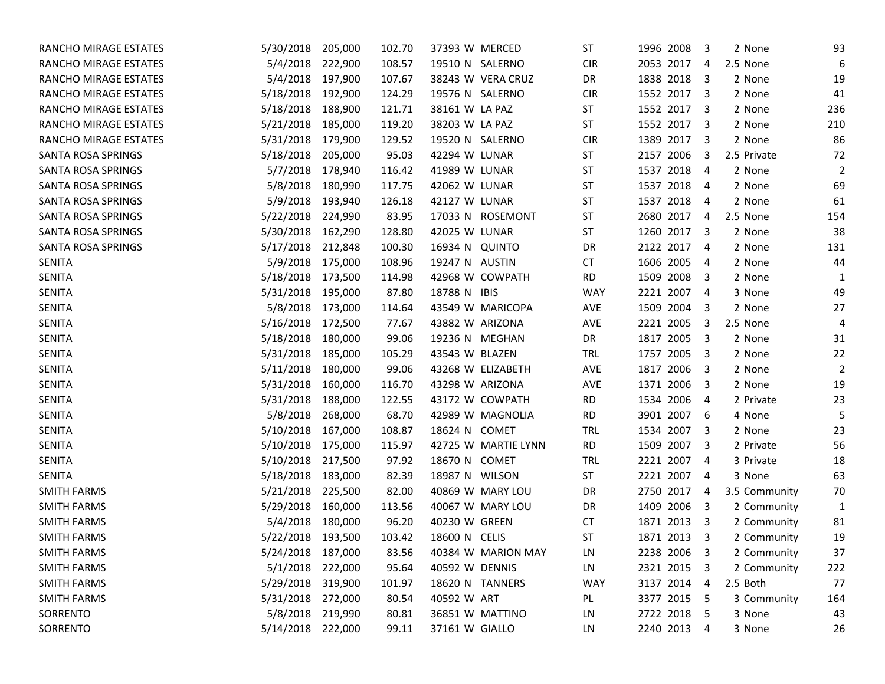| | | | | | | | | | | | | | |
|---|---|---|---|---|---|---|---|---|---|---|---|---|---|
| RANCHO MIRAGE ESTATES | 5/30/2018 | 205,000 | 102.70 | 37393 | W | MERCED | ST | 1996 | 2008 | 3 | 2 | None | 93 |
| RANCHO MIRAGE ESTATES | 5/4/2018 | 222,900 | 108.57 | 19510 | N | SALERNO | CIR | 2053 | 2017 | 4 | 2.5 | None | 6 |
| RANCHO MIRAGE ESTATES | 5/4/2018 | 197,900 | 107.67 | 38243 | W | VERA CRUZ | DR | 1838 | 2018 | 3 | 2 | None | 19 |
| RANCHO MIRAGE ESTATES | 5/18/2018 | 192,900 | 124.29 | 19576 | N | SALERNO | CIR | 1552 | 2017 | 3 | 2 | None | 41 |
| RANCHO MIRAGE ESTATES | 5/18/2018 | 188,900 | 121.71 | 38161 | W | LA PAZ | ST | 1552 | 2017 | 3 | 2 | None | 236 |
| RANCHO MIRAGE ESTATES | 5/21/2018 | 185,000 | 119.20 | 38203 | W | LA PAZ | ST | 1552 | 2017 | 3 | 2 | None | 210 |
| RANCHO MIRAGE ESTATES | 5/31/2018 | 179,900 | 129.52 | 19520 | N | SALERNO | CIR | 1389 | 2017 | 3 | 2 | None | 86 |
| SANTA ROSA SPRINGS | 5/18/2018 | 205,000 | 95.03 | 42294 | W | LUNAR | ST | 2157 | 2006 | 3 | 2.5 | Private | 72 |
| SANTA ROSA SPRINGS | 5/7/2018 | 178,940 | 116.42 | 41989 | W | LUNAR | ST | 1537 | 2018 | 4 | 2 | None | 2 |
| SANTA ROSA SPRINGS | 5/8/2018 | 180,990 | 117.75 | 42062 | W | LUNAR | ST | 1537 | 2018 | 4 | 2 | None | 69 |
| SANTA ROSA SPRINGS | 5/9/2018 | 193,940 | 126.18 | 42127 | W | LUNAR | ST | 1537 | 2018 | 4 | 2 | None | 61 |
| SANTA ROSA SPRINGS | 5/22/2018 | 224,990 | 83.95 | 17033 | N | ROSEMONT | ST | 2680 | 2017 | 4 | 2.5 | None | 154 |
| SANTA ROSA SPRINGS | 5/30/2018 | 162,290 | 128.80 | 42025 | W | LUNAR | ST | 1260 | 2017 | 3 | 2 | None | 38 |
| SANTA ROSA SPRINGS | 5/17/2018 | 212,848 | 100.30 | 16934 | N | QUINTO | DR | 2122 | 2017 | 4 | 2 | None | 131 |
| SENITA | 5/9/2018 | 175,000 | 108.96 | 19247 | N | AUSTIN | CT | 1606 | 2005 | 4 | 2 | None | 44 |
| SENITA | 5/18/2018 | 173,500 | 114.98 | 42968 | W | COWPATH | RD | 1509 | 2008 | 3 | 2 | None | 1 |
| SENITA | 5/31/2018 | 195,000 | 87.80 | 18788 | N | IBIS | WAY | 2221 | 2007 | 4 | 3 | None | 49 |
| SENITA | 5/8/2018 | 173,000 | 114.64 | 43549 | W | MARICOPA | AVE | 1509 | 2004 | 3 | 2 | None | 27 |
| SENITA | 5/16/2018 | 172,500 | 77.67 | 43882 | W | ARIZONA | AVE | 2221 | 2005 | 3 | 2.5 | None | 4 |
| SENITA | 5/18/2018 | 180,000 | 99.06 | 19236 | N | MEGHAN | DR | 1817 | 2005 | 3 | 2 | None | 31 |
| SENITA | 5/31/2018 | 185,000 | 105.29 | 43543 | W | BLAZEN | TRL | 1757 | 2005 | 3 | 2 | None | 22 |
| SENITA | 5/11/2018 | 180,000 | 99.06 | 43268 | W | ELIZABETH | AVE | 1817 | 2006 | 3 | 2 | None | 2 |
| SENITA | 5/31/2018 | 160,000 | 116.70 | 43298 | W | ARIZONA | AVE | 1371 | 2006 | 3 | 2 | None | 19 |
| SENITA | 5/31/2018 | 188,000 | 122.55 | 43172 | W | COWPATH | RD | 1534 | 2006 | 4 | 2 | Private | 23 |
| SENITA | 5/8/2018 | 268,000 | 68.70 | 42989 | W | MAGNOLIA | RD | 3901 | 2007 | 6 | 4 | None | 5 |
| SENITA | 5/10/2018 | 167,000 | 108.87 | 18624 | N | COMET | TRL | 1534 | 2007 | 3 | 2 | None | 23 |
| SENITA | 5/10/2018 | 175,000 | 115.97 | 42725 | W | MARTIE LYNN | RD | 1509 | 2007 | 3 | 2 | Private | 56 |
| SENITA | 5/10/2018 | 217,500 | 97.92 | 18670 | N | COMET | TRL | 2221 | 2007 | 4 | 3 | Private | 18 |
| SENITA | 5/18/2018 | 183,000 | 82.39 | 18987 | N | WILSON | ST | 2221 | 2007 | 4 | 3 | None | 63 |
| SMITH FARMS | 5/21/2018 | 225,500 | 82.00 | 40869 | W | MARY LOU | DR | 2750 | 2017 | 4 | 3.5 | Community | 70 |
| SMITH FARMS | 5/29/2018 | 160,000 | 113.56 | 40067 | W | MARY LOU | DR | 1409 | 2006 | 3 | 2 | Community | 1 |
| SMITH FARMS | 5/4/2018 | 180,000 | 96.20 | 40230 | W | GREEN | CT | 1871 | 2013 | 3 | 2 | Community | 81 |
| SMITH FARMS | 5/22/2018 | 193,500 | 103.42 | 18600 | N | CELIS | ST | 1871 | 2013 | 3 | 2 | Community | 19 |
| SMITH FARMS | 5/24/2018 | 187,000 | 83.56 | 40384 | W | MARION MAY | LN | 2238 | 2006 | 3 | 2 | Community | 37 |
| SMITH FARMS | 5/1/2018 | 222,000 | 95.64 | 40592 | W | DENNIS | LN | 2321 | 2015 | 3 | 2 | Community | 222 |
| SMITH FARMS | 5/29/2018 | 319,900 | 101.97 | 18620 | N | TANNERS | WAY | 3137 | 2014 | 4 | 2.5 | Both | 77 |
| SMITH FARMS | 5/31/2018 | 272,000 | 80.54 | 40592 | W | ART | PL | 3377 | 2015 | 5 | 3 | Community | 164 |
| SORRENTO | 5/8/2018 | 219,990 | 80.81 | 36851 | W | MATTINO | LN | 2722 | 2018 | 5 | 3 | None | 43 |
| SORRENTO | 5/14/2018 | 222,000 | 99.11 | 37161 | W | GIALLO | LN | 2240 | 2013 | 4 | 3 | None | 26 |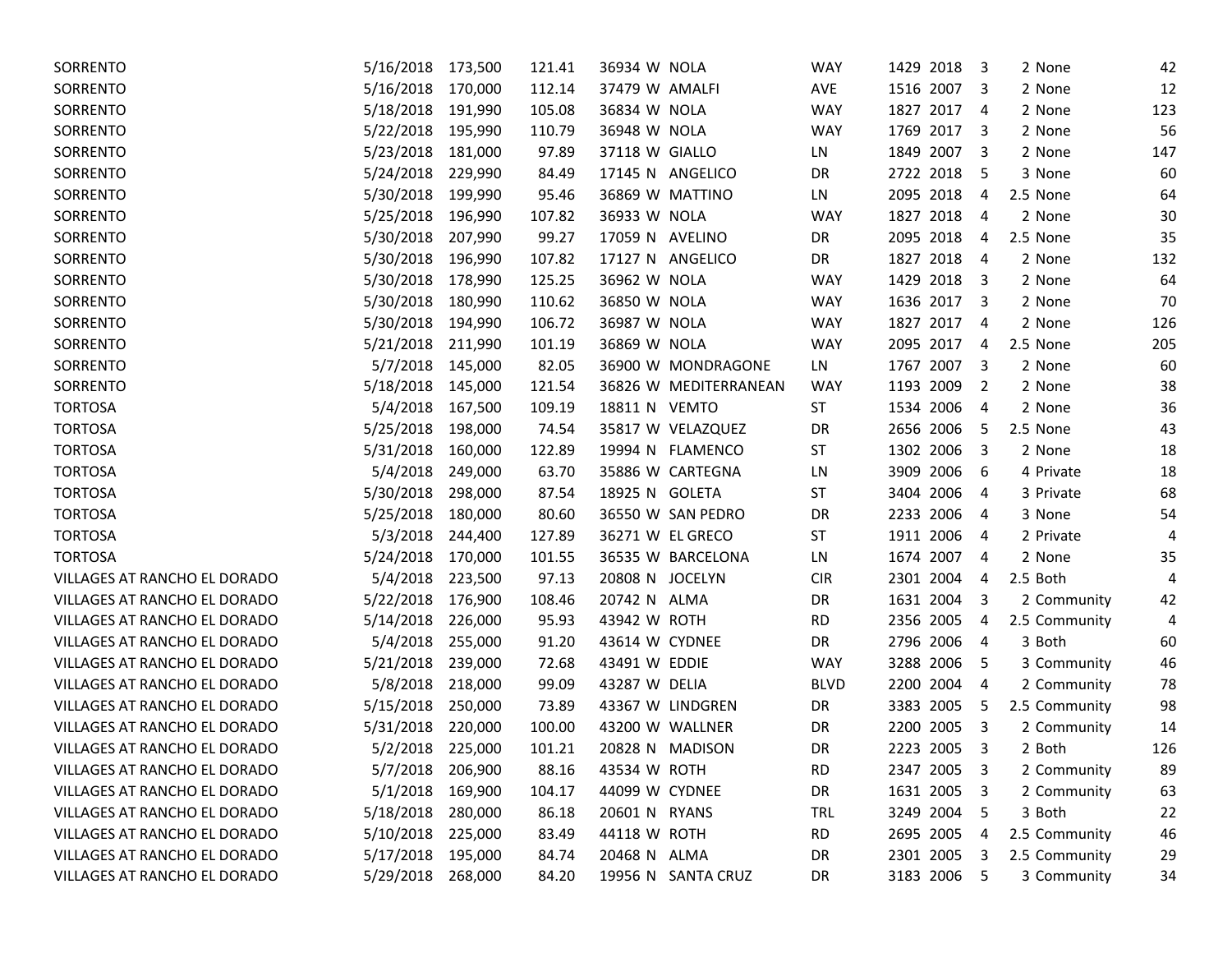| | | | | | | | | | | | | |
|---|---|---|---|---|---|---|---|---|---|---|---|---|
| SORRENTO | 5/16/2018 | 173,500 | 121.41 | 36934 W | NOLA | WAY | 1429 | 2018 | 3 | 2 | None | 42 |
| SORRENTO | 5/16/2018 | 170,000 | 112.14 | 37479 W | AMALFI | AVE | 1516 | 2007 | 3 | 2 | None | 12 |
| SORRENTO | 5/18/2018 | 191,990 | 105.08 | 36834 W | NOLA | WAY | 1827 | 2017 | 4 | 2 | None | 123 |
| SORRENTO | 5/22/2018 | 195,990 | 110.79 | 36948 W | NOLA | WAY | 1769 | 2017 | 3 | 2 | None | 56 |
| SORRENTO | 5/23/2018 | 181,000 | 97.89 | 37118 W | GIALLO | LN | 1849 | 2007 | 3 | 2 | None | 147 |
| SORRENTO | 5/24/2018 | 229,990 | 84.49 | 17145 N | ANGELICO | DR | 2722 | 2018 | 5 | 3 | None | 60 |
| SORRENTO | 5/30/2018 | 199,990 | 95.46 | 36869 W | MATTINO | LN | 2095 | 2018 | 4 | 2.5 | None | 64 |
| SORRENTO | 5/25/2018 | 196,990 | 107.82 | 36933 W | NOLA | WAY | 1827 | 2018 | 4 | 2 | None | 30 |
| SORRENTO | 5/30/2018 | 207,990 | 99.27 | 17059 N | AVELINO | DR | 2095 | 2018 | 4 | 2.5 | None | 35 |
| SORRENTO | 5/30/2018 | 196,990 | 107.82 | 17127 N | ANGELICO | DR | 1827 | 2018 | 4 | 2 | None | 132 |
| SORRENTO | 5/30/2018 | 178,990 | 125.25 | 36962 W | NOLA | WAY | 1429 | 2018 | 3 | 2 | None | 64 |
| SORRENTO | 5/30/2018 | 180,990 | 110.62 | 36850 W | NOLA | WAY | 1636 | 2017 | 3 | 2 | None | 70 |
| SORRENTO | 5/30/2018 | 194,990 | 106.72 | 36987 W | NOLA | WAY | 1827 | 2017 | 4 | 2 | None | 126 |
| SORRENTO | 5/21/2018 | 211,990 | 101.19 | 36869 W | NOLA | WAY | 2095 | 2017 | 4 | 2.5 | None | 205 |
| SORRENTO | 5/7/2018 | 145,000 | 82.05 | 36900 W | MONDRAGONE | LN | 1767 | 2007 | 3 | 2 | None | 60 |
| SORRENTO | 5/18/2018 | 145,000 | 121.54 | 36826 W | MEDITERRANEAN | WAY | 1193 | 2009 | 2 | 2 | None | 38 |
| TORTOSA | 5/4/2018 | 167,500 | 109.19 | 18811 N | VEMTO | ST | 1534 | 2006 | 4 | 2 | None | 36 |
| TORTOSA | 5/25/2018 | 198,000 | 74.54 | 35817 W | VELAZQUEZ | DR | 2656 | 2006 | 5 | 2.5 | None | 43 |
| TORTOSA | 5/31/2018 | 160,000 | 122.89 | 19994 N | FLAMENCO | ST | 1302 | 2006 | 3 | 2 | None | 18 |
| TORTOSA | 5/4/2018 | 249,000 | 63.70 | 35886 W | CARTEGNA | LN | 3909 | 2006 | 6 | 4 | Private | 18 |
| TORTOSA | 5/30/2018 | 298,000 | 87.54 | 18925 N | GOLETA | ST | 3404 | 2006 | 4 | 3 | Private | 68 |
| TORTOSA | 5/25/2018 | 180,000 | 80.60 | 36550 W | SAN PEDRO | DR | 2233 | 2006 | 4 | 3 | None | 54 |
| TORTOSA | 5/3/2018 | 244,400 | 127.89 | 36271 W | EL GRECO | ST | 1911 | 2006 | 4 | 2 | Private | 4 |
| TORTOSA | 5/24/2018 | 170,000 | 101.55 | 36535 W | BARCELONA | LN | 1674 | 2007 | 4 | 2 | None | 35 |
| VILLAGES AT RANCHO EL DORADO | 5/4/2018 | 223,500 | 97.13 | 20808 N | JOCELYN | CIR | 2301 | 2004 | 4 | 2.5 | Both | 4 |
| VILLAGES AT RANCHO EL DORADO | 5/22/2018 | 176,900 | 108.46 | 20742 N | ALMA | DR | 1631 | 2004 | 3 | 2 | Community | 42 |
| VILLAGES AT RANCHO EL DORADO | 5/14/2018 | 226,000 | 95.93 | 43942 W | ROTH | RD | 2356 | 2005 | 4 | 2.5 | Community | 4 |
| VILLAGES AT RANCHO EL DORADO | 5/4/2018 | 255,000 | 91.20 | 43614 W | CYDNEE | DR | 2796 | 2006 | 4 | 3 | Both | 60 |
| VILLAGES AT RANCHO EL DORADO | 5/21/2018 | 239,000 | 72.68 | 43491 W | EDDIE | WAY | 3288 | 2006 | 5 | 3 | Community | 46 |
| VILLAGES AT RANCHO EL DORADO | 5/8/2018 | 218,000 | 99.09 | 43287 W | DELIA | BLVD | 2200 | 2004 | 4 | 2 | Community | 78 |
| VILLAGES AT RANCHO EL DORADO | 5/15/2018 | 250,000 | 73.89 | 43367 W | LINDGREN | DR | 3383 | 2005 | 5 | 2.5 | Community | 98 |
| VILLAGES AT RANCHO EL DORADO | 5/31/2018 | 220,000 | 100.00 | 43200 W | WALLNER | DR | 2200 | 2005 | 3 | 2 | Community | 14 |
| VILLAGES AT RANCHO EL DORADO | 5/2/2018 | 225,000 | 101.21 | 20828 N | MADISON | DR | 2223 | 2005 | 3 | 2 | Both | 126 |
| VILLAGES AT RANCHO EL DORADO | 5/7/2018 | 206,900 | 88.16 | 43534 W | ROTH | RD | 2347 | 2005 | 3 | 2 | Community | 89 |
| VILLAGES AT RANCHO EL DORADO | 5/1/2018 | 169,900 | 104.17 | 44099 W | CYDNEE | DR | 1631 | 2005 | 3 | 2 | Community | 63 |
| VILLAGES AT RANCHO EL DORADO | 5/18/2018 | 280,000 | 86.18 | 20601 N | RYANS | TRL | 3249 | 2004 | 5 | 3 | Both | 22 |
| VILLAGES AT RANCHO EL DORADO | 5/10/2018 | 225,000 | 83.49 | 44118 W | ROTH | RD | 2695 | 2005 | 4 | 2.5 | Community | 46 |
| VILLAGES AT RANCHO EL DORADO | 5/17/2018 | 195,000 | 84.74 | 20468 N | ALMA | DR | 2301 | 2005 | 3 | 2.5 | Community | 29 |
| VILLAGES AT RANCHO EL DORADO | 5/29/2018 | 268,000 | 84.20 | 19956 N | SANTA CRUZ | DR | 3183 | 2006 | 5 | 3 | Community | 34 |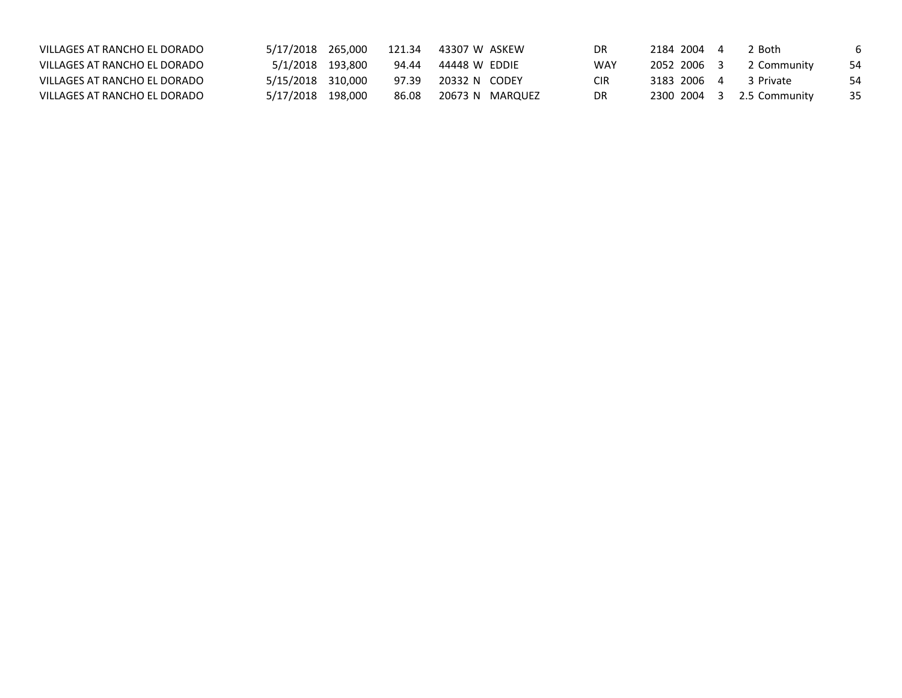| | | | | | | | | | | | | | |
|---|---|---|---|---|---|---|---|---|---|---|---|---|---|
| VILLAGES AT RANCHO EL DORADO | 5/17/2018 | 265,000 | 121.34 | 43307 | W | ASKEW | DR | 2184 | 2004 | 4 | 2 | Both | 6 |
| VILLAGES AT RANCHO EL DORADO | 5/1/2018 | 193,800 | 94.44 | 44448 | W | EDDIE | WAY | 2052 | 2006 | 3 | 2 | Community | 54 |
| VILLAGES AT RANCHO EL DORADO | 5/15/2018 | 310,000 | 97.39 | 20332 | N | CODEY | CIR | 3183 | 2006 | 4 | 3 | Private | 54 |
| VILLAGES AT RANCHO EL DORADO | 5/17/2018 | 198,000 | 86.08 | 20673 | N | MARQUEZ | DR | 2300 | 2004 | 3 | 2.5 | Community | 35 |